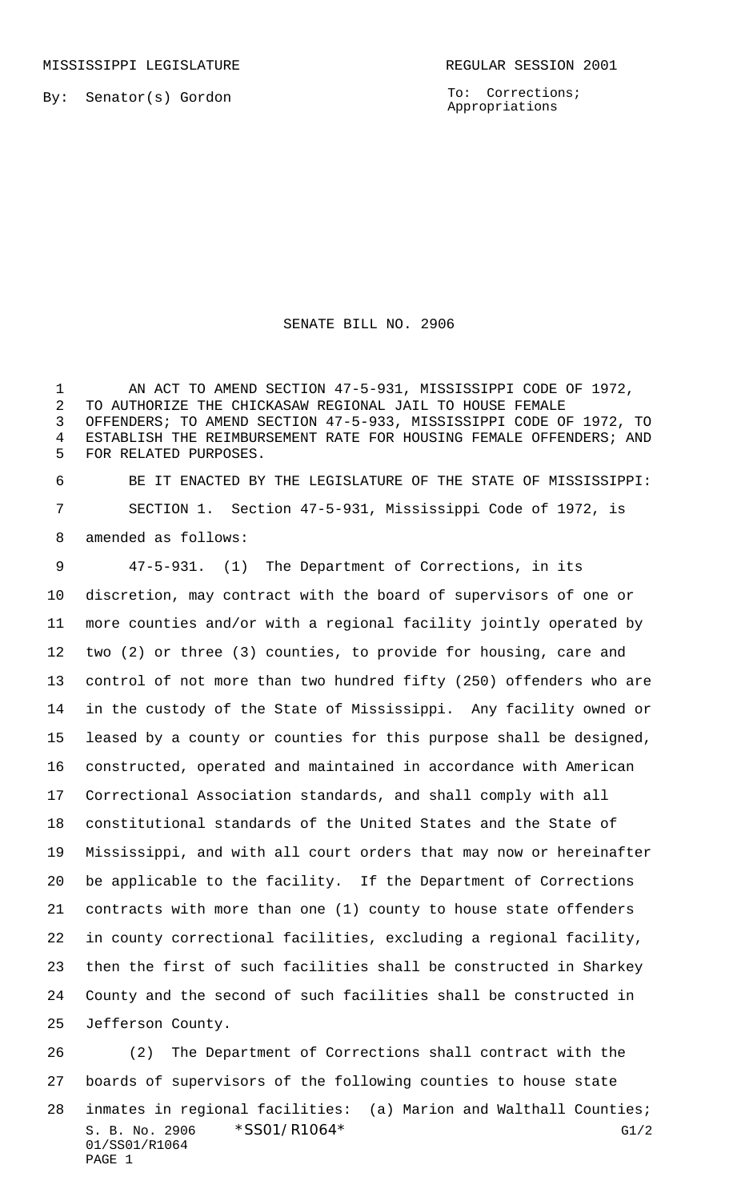MISSISSIPPI LEGISLATURE                                    REGULAR SESSION 2001

By: Senator(s) Gordon

To: Corrections; Appropriations

# SENATE BILL NO. 2906

AN ACT TO AMEND SECTION 47-5-931, MISSISSIPPI CODE OF 1972, TO AUTHORIZE THE CHICKASAW REGIONAL JAIL TO HOUSE FEMALE OFFENDERS; TO AMEND SECTION 47-5-933, MISSISSIPPI CODE OF 1972, TO ESTABLISH THE REIMBURSEMENT RATE FOR HOUSING FEMALE OFFENDERS; AND FOR RELATED PURPOSES.

BE IT ENACTED BY THE LEGISLATURE OF THE STATE OF MISSISSIPPI:

SECTION 1. Section 47-5-931, Mississippi Code of 1972, is amended as follows:

47-5-931. (1) The Department of Corrections, in its discretion, may contract with the board of supervisors of one or more counties and/or with a regional facility jointly operated by two (2) or three (3) counties, to provide for housing, care and control of not more than two hundred fifty (250) offenders who are in the custody of the State of Mississippi. Any facility owned or leased by a county or counties for this purpose shall be designed, constructed, operated and maintained in accordance with American Correctional Association standards, and shall comply with all constitutional standards of the United States and the State of Mississippi, and with all court orders that may now or hereinafter be applicable to the facility. If the Department of Corrections contracts with more than one (1) county to house state offenders in county correctional facilities, excluding a regional facility, then the first of such facilities shall be constructed in Sharkey County and the second of such facilities shall be constructed in Jefferson County.

(2) The Department of Corrections shall contract with the boards of supervisors of the following counties to house state inmates in regional facilities: (a) Marion and Walthall Counties;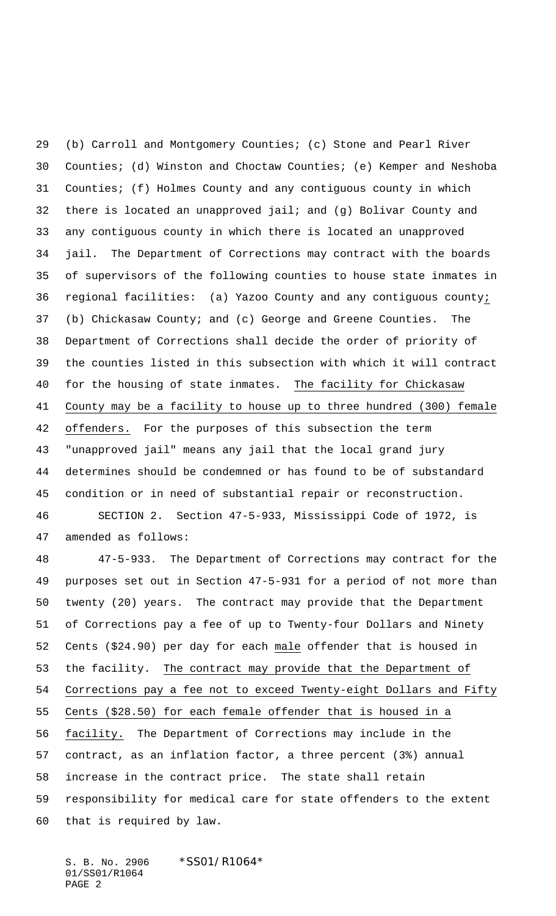(b) Carroll and Montgomery Counties; (c) Stone and Pearl River Counties; (d) Winston and Choctaw Counties; (e) Kemper and Neshoba Counties; (f) Holmes County and any contiguous county in which there is located an unapproved jail; and (g) Bolivar County and any contiguous county in which there is located an unapproved jail. The Department of Corrections may contract with the boards of supervisors of the following counties to house state inmates in regional facilities: (a) Yazoo County and any contiguous county; (b) Chickasaw County; and (c) George and Greene Counties. The Department of Corrections shall decide the order of priority of the counties listed in this subsection with which it will contract for the housing of state inmates. The facility for Chickasaw County may be a facility to house up to three hundred (300) female offenders. For the purposes of this subsection the term "unapproved jail" means any jail that the local grand jury determines should be condemned or has found to be of substandard condition or in need of substantial repair or reconstruction.

SECTION 2. Section 47-5-933, Mississippi Code of 1972, is amended as follows:

47-5-933. The Department of Corrections may contract for the purposes set out in Section 47-5-931 for a period of not more than twenty (20) years. The contract may provide that the Department of Corrections pay a fee of up to Twenty-four Dollars and Ninety Cents ($24.90) per day for each male offender that is housed in the facility. The contract may provide that the Department of Corrections pay a fee not to exceed Twenty-eight Dollars and Fifty Cents ($28.50) for each female offender that is housed in a facility. The Department of Corrections may include in the contract, as an inflation factor, a three percent (3%) annual increase in the contract price. The state shall retain responsibility for medical care for state offenders to the extent that is required by law.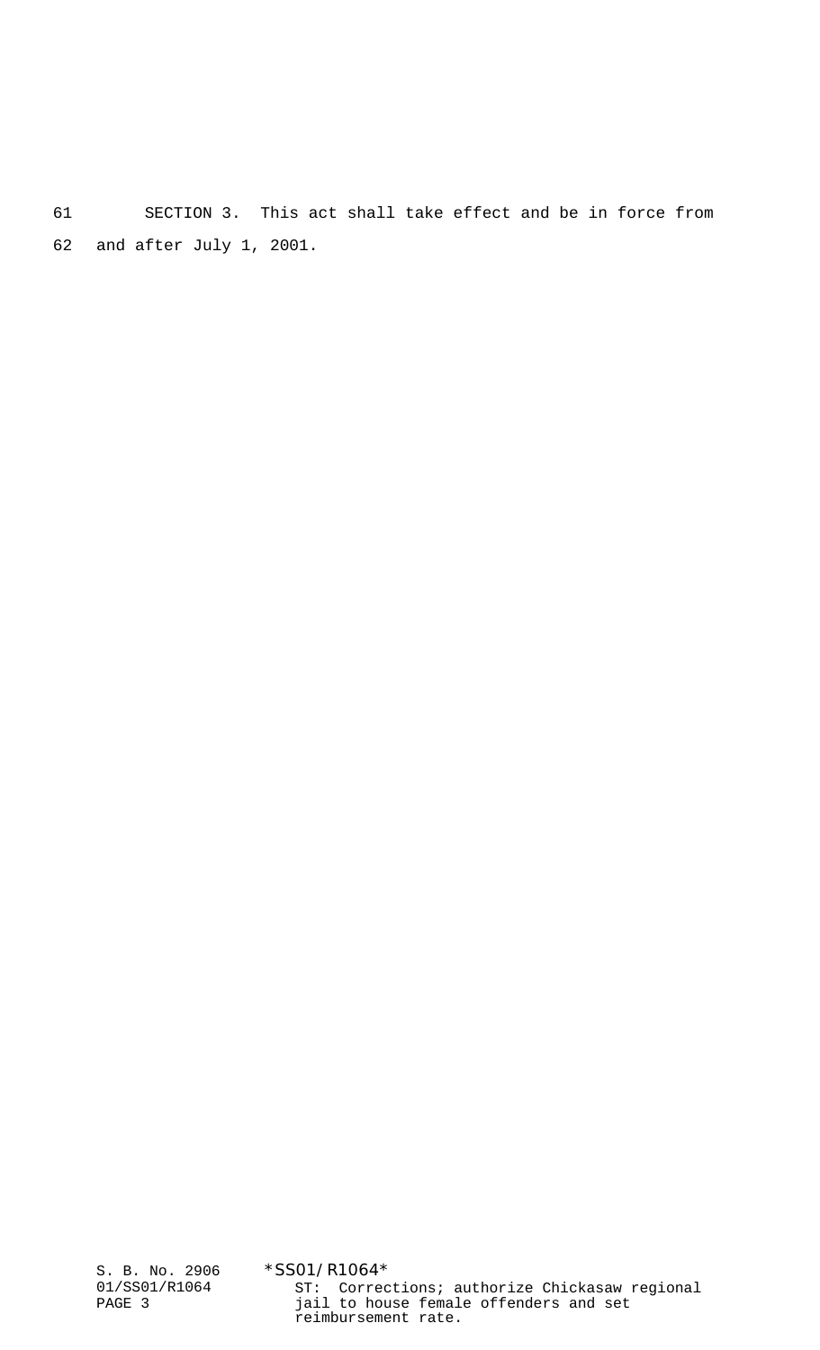61 SECTION 3. This act shall take effect and be in force from
62 and after July 1, 2001.